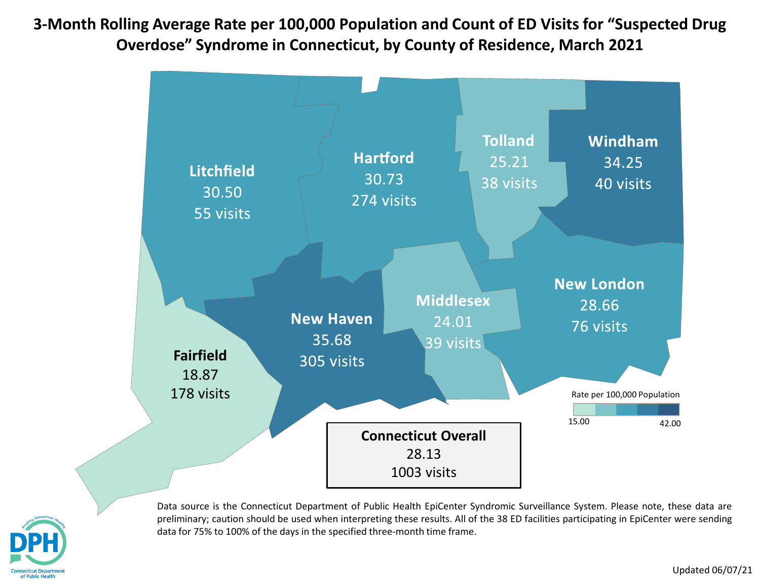# 3-Month Rolling Average Rate per 100,000 Population and Count of ED Visits for "Suspected Drug Overdose" Syndrome in Connecticut, by County of Residence, March 2021

| County | Rate per 100,000 | Visits |
|---|---|---|
| Litchfield | 30.50 | 55 visits |
| Hartford | 30.73 | 274 visits |
| Tolland | 25.21 | 38 visits |
| Windham | 34.25 | 40 visits |
| Fairfield | 18.87 | 178 visits |
| New Haven | 35.68 | 305 visits |
| Middlesex | 24.01 | 39 visits |
| New London | 28.66 | 76 visits |

Rate per 100,000 Population

15.00 – 42.00

**Connecticut Overall**
28.13
1003 visits

Data source is the Connecticut Department of Public Health EpiCenter Syndromic Surveillance System. Please note, these data are preliminary; caution should be used when interpreting these results. All of the 38 ED facilities participating in EpiCenter were sending data for 75% to 100% of the days in the specified three-month time frame.

Updated 06/07/21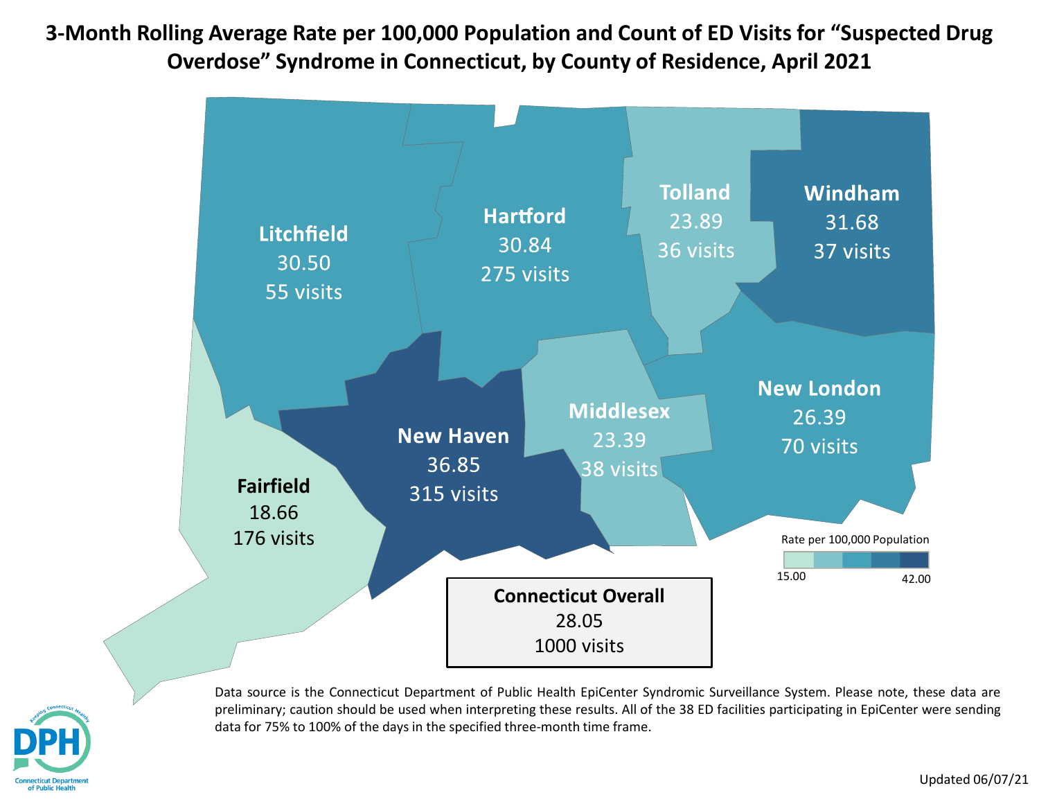# 3-Month Rolling Average Rate per 100,000 Population and Count of ED Visits for "Suspected Drug Overdose" Syndrome in Connecticut, by County of Residence, April 2021

| County | Rate per 100,000 Population | Visits |
|---|---|---|
| Litchfield | 30.50 | 55 visits |
| Hartford | 30.84 | 275 visits |
| Tolland | 23.89 | 36 visits |
| Windham | 31.68 | 37 visits |
| Fairfield | 18.66 | 176 visits |
| New Haven | 36.85 | 315 visits |
| Middlesex | 23.39 | 38 visits |
| New London | 26.39 | 70 visits |

Rate per 100,000 Population: 15.00 – 42.00

**Connecticut Overall**
28.05
1000 visits

Data source is the Connecticut Department of Public Health EpiCenter Syndromic Surveillance System. Please note, these data are preliminary; caution should be used when interpreting these results. All of the 38 ED facilities participating in EpiCenter were sending data for 75% to 100% of the days in the specified three-month time frame.

Updated 06/07/21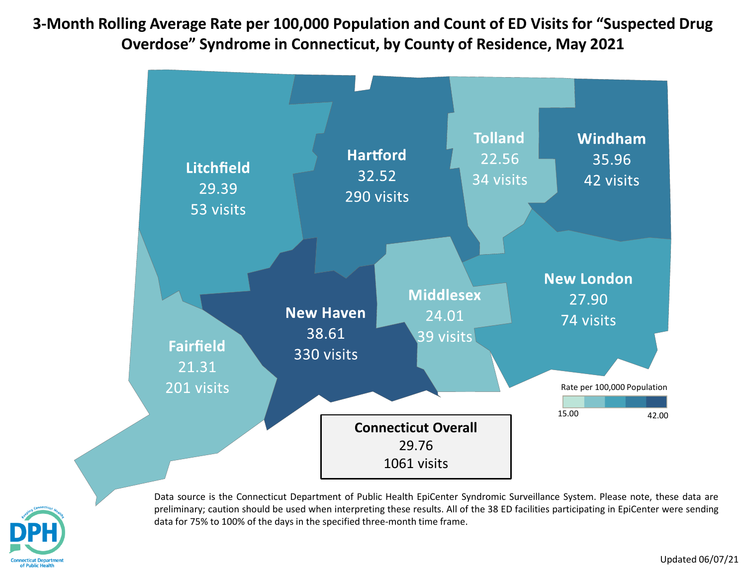# 3-Month Rolling Average Rate per 100,000 Population and Count of ED Visits for "Suspected Drug Overdose" Syndrome in Connecticut, by County of Residence, May 2021

Litchfield
29.39
53 visits

Hartford
32.52
290 visits

Tolland
22.56
34 visits

Windham
35.96
42 visits

New London
27.90
74 visits

Middlesex
24.01
39 visits

New Haven
38.61
330 visits

Fairfield
21.31
201 visits

Rate per 100,000 Population
15.00
42.00

**Connecticut Overall**
29.76
1061 visits

Data source is the Connecticut Department of Public Health EpiCenter Syndromic Surveillance System. Please note, these data are preliminary; caution should be used when interpreting these results. All of the 38 ED facilities participating in EpiCenter were sending data for 75% to 100% of the days in the specified three-month time frame.

Updated 06/07/21